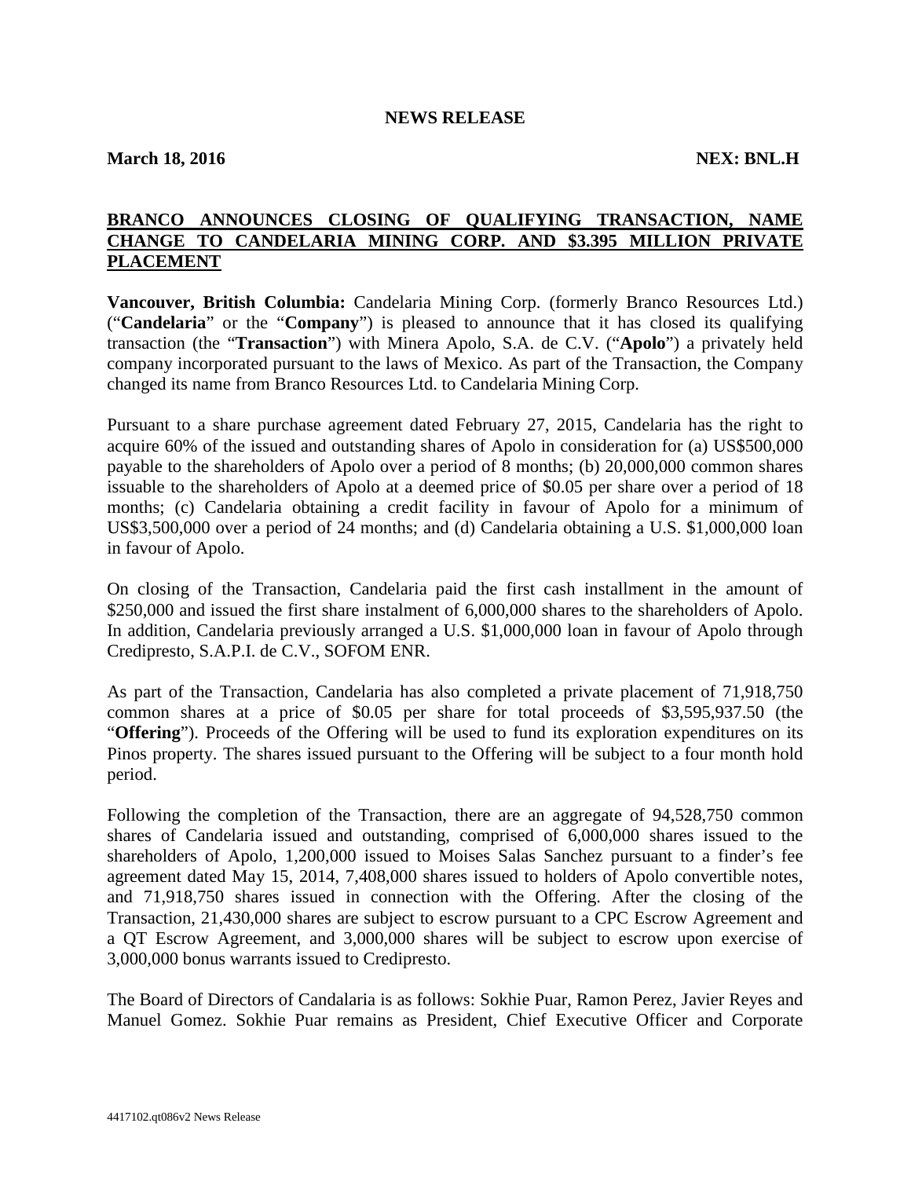**NEWS RELEASE**

**March 18, 2016** **NEX: BNL.H**

# BRANCO ANNOUNCES CLOSING OF QUALIFYING TRANSACTION, NAME CHANGE TO CANDELARIA MINING CORP. AND $3.395 MILLION PRIVATE PLACEMENT

**Vancouver, British Columbia:** Candelaria Mining Corp. (formerly Branco Resources Ltd.) ("**Candelaria**" or the "**Company**") is pleased to announce that it has closed its qualifying transaction (the "**Transaction**") with Minera Apolo, S.A. de C.V. ("**Apolo**") a privately held company incorporated pursuant to the laws of Mexico. As part of the Transaction, the Company changed its name from Branco Resources Ltd. to Candelaria Mining Corp.

Pursuant to a share purchase agreement dated February 27, 2015, Candelaria has the right to acquire 60% of the issued and outstanding shares of Apolo in consideration for (a) US$500,000 payable to the shareholders of Apolo over a period of 8 months; (b) 20,000,000 common shares issuable to the shareholders of Apolo at a deemed price of $0.05 per share over a period of 18 months; (c) Candelaria obtaining a credit facility in favour of Apolo for a minimum of US$3,500,000 over a period of 24 months; and (d) Candelaria obtaining a U.S. $1,000,000 loan in favour of Apolo.

On closing of the Transaction, Candelaria paid the first cash installment in the amount of $250,000 and issued the first share instalment of 6,000,000 shares to the shareholders of Apolo. In addition, Candelaria previously arranged a U.S. $1,000,000 loan in favour of Apolo through Credipresto, S.A.P.I. de C.V., SOFOM ENR.

As part of the Transaction, Candelaria has also completed a private placement of 71,918,750 common shares at a price of $0.05 per share for total proceeds of $3,595,937.50 (the "**Offering**"). Proceeds of the Offering will be used to fund its exploration expenditures on its Pinos property. The shares issued pursuant to the Offering will be subject to a four month hold period.

Following the completion of the Transaction, there are an aggregate of 94,528,750 common shares of Candelaria issued and outstanding, comprised of 6,000,000 shares issued to the shareholders of Apolo, 1,200,000 issued to Moises Salas Sanchez pursuant to a finder's fee agreement dated May 15, 2014, 7,408,000 shares issued to holders of Apolo convertible notes, and 71,918,750 shares issued in connection with the Offering. After the closing of the Transaction, 21,430,000 shares are subject to escrow pursuant to a CPC Escrow Agreement and a QT Escrow Agreement, and 3,000,000 shares will be subject to escrow upon exercise of 3,000,000 bonus warrants issued to Credipresto.

The Board of Directors of Candalaria is as follows: Sokhie Puar, Ramon Perez, Javier Reyes and Manuel Gomez. Sokhie Puar remains as President, Chief Executive Officer and Corporate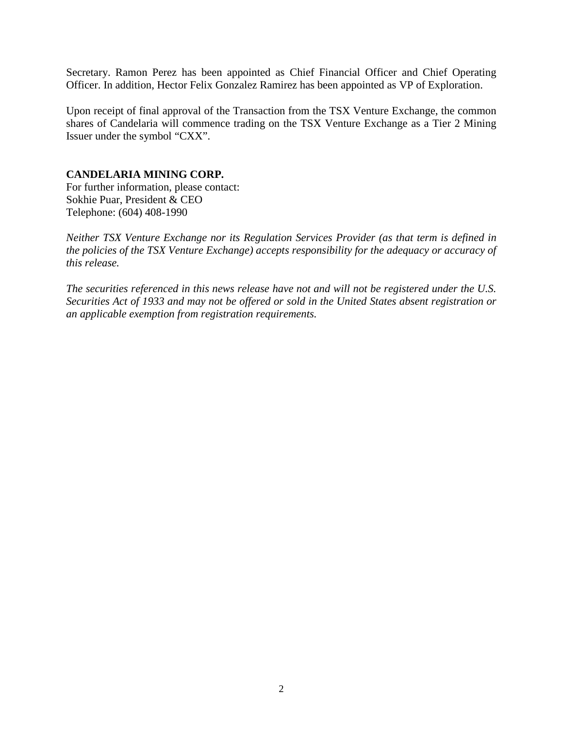Secretary. Ramon Perez has been appointed as Chief Financial Officer and Chief Operating Officer. In addition, Hector Felix Gonzalez Ramirez has been appointed as VP of Exploration.

Upon receipt of final approval of the Transaction from the TSX Venture Exchange, the common shares of Candelaria will commence trading on the TSX Venture Exchange as a Tier 2 Mining Issuer under the symbol "CXX".

**CANDELARIA MINING CORP.**
For further information, please contact:
Sokhie Puar, President & CEO
Telephone: (604) 408-1990

*Neither TSX Venture Exchange nor its Regulation Services Provider (as that term is defined in the policies of the TSX Venture Exchange) accepts responsibility for the adequacy or accuracy of this release.*

*The securities referenced in this news release have not and will not be registered under the U.S. Securities Act of 1933 and may not be offered or sold in the United States absent registration or an applicable exemption from registration requirements.*